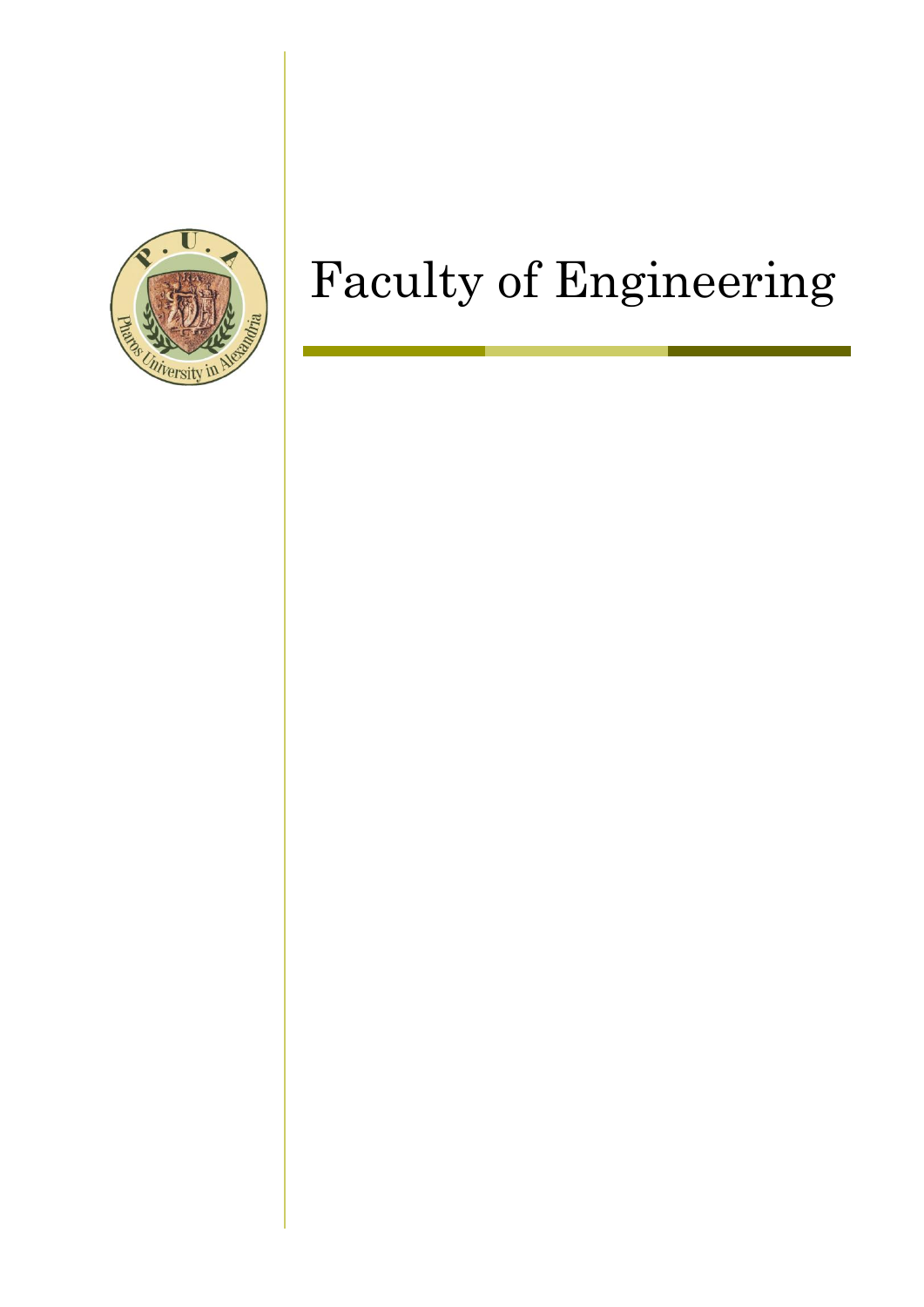# Faculty of Engineering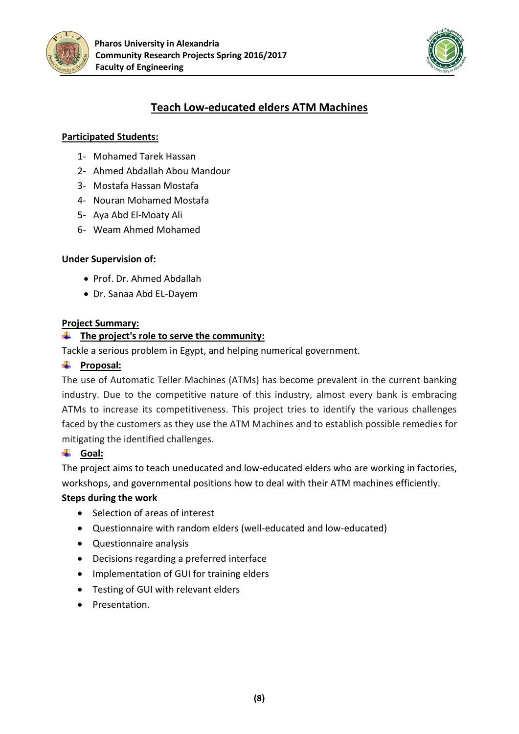# Teach Low-educated elders ATM Machines

**Participated Students:**

1- Mohamed Tarek Hassan
2- Ahmed Abdallah Abou Mandour
3- Mostafa Hassan Mostafa
4- Nouran Mohamed Mostafa
5- Aya Abd El-Moaty Ali
6- Weam Ahmed Mohamed

**Under Supervision of:**

- Prof. Dr. Ahmed Abdallah
- Dr. Sanaa Abd EL-Dayem

**Project Summary:**

- **The project's role to serve the community:**

Tackle a serious problem in Egypt, and helping numerical government.

- **Proposal:**

The use of Automatic Teller Machines (ATMs) has become prevalent in the current banking industry. Due to the competitive nature of this industry, almost every bank is embracing ATMs to increase its competitiveness. This project tries to identify the various challenges faced by the customers as they use the ATM Machines and to establish possible remedies for mitigating the identified challenges.

- **Goal:**

The project aims to teach uneducated and low-educated elders who are working in factories, workshops, and governmental positions how to deal with their ATM machines efficiently.

**Steps during the work**

- Selection of areas of interest
- Questionnaire with random elders (well-educated and low-educated)
- Questionnaire analysis
- Decisions regarding a preferred interface
- Implementation of GUI for training elders
- Testing of GUI with relevant elders
- Presentation.